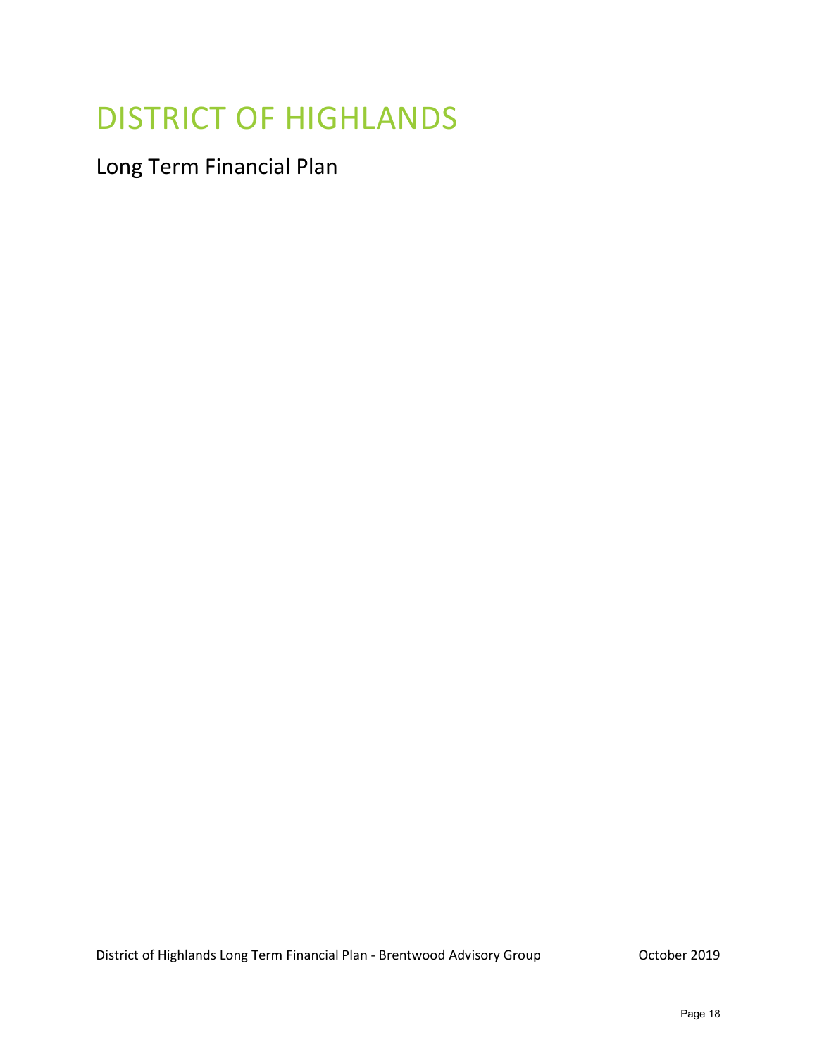# DISTRICT OF HIGHLANDS

## Long Term Financial Plan

District of Highlands Long Term Financial Plan - Brentwood Advisory Group

October 2019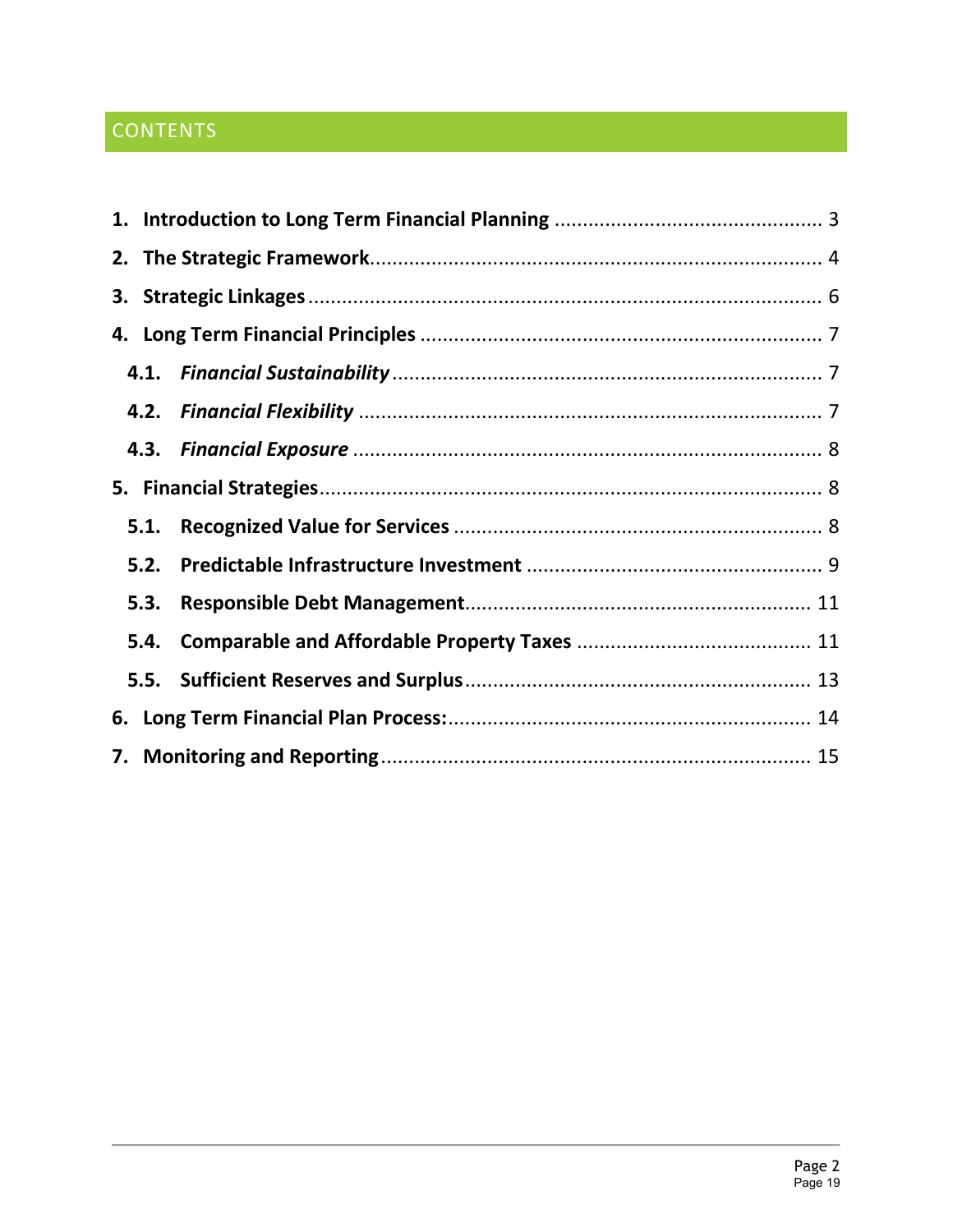## CONTENTS

1. **Introduction to Long Term Financial Planning** ............................................... 3
2. **The Strategic Framework**............................................................................... 4
3. **Strategic Linkages** .......................................................................................... 6
4. **Long Term Financial Principles** ..................................................................... 7
   - 4.1. ***Financial Sustainability*** ........................................................................... 7
   - 4.2. ***Financial Flexibility*** ................................................................................. 7
   - 4.3. ***Financial Exposure*** ................................................................................. 8
5. **Financial Strategies**........................................................................................ 8
   - 5.1. **Recognized Value for Services** ................................................................ 8
   - 5.2. **Predictable Infrastructure Investment** ................................................... 9
   - 5.3. **Responsible Debt Management**............................................................ 11
   - 5.4. **Comparable and Affordable Property Taxes** ......................................... 11
   - 5.5. **Sufficient Reserves and Surplus**............................................................ 13
6. **Long Term Financial Plan Process:**............................................................... 14
7. **Monitoring and Reporting**............................................................................ 15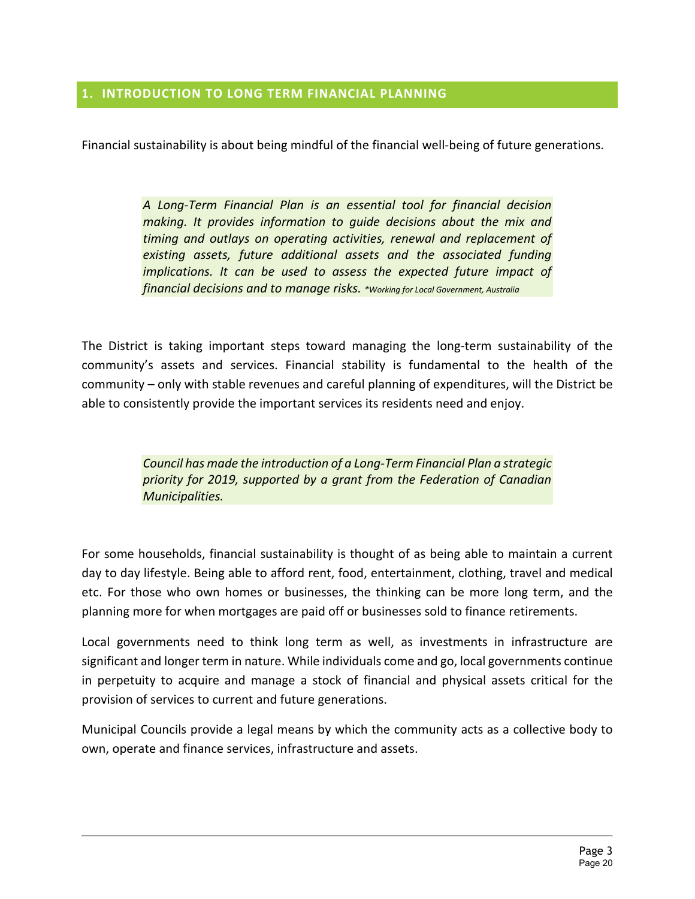## 1. INTRODUCTION TO LONG TERM FINANCIAL PLANNING

Financial sustainability is about being mindful of the financial well-being of future generations.

> *A Long-Term Financial Plan is an essential tool for financial decision making. It provides information to guide decisions about the mix and timing and outlays on operating activities, renewal and replacement of existing assets, future additional assets and the associated funding implications. It can be used to assess the expected future impact of financial decisions and to manage risks. \*Working for Local Government, Australia*

The District is taking important steps toward managing the long-term sustainability of the community's assets and services. Financial stability is fundamental to the health of the community – only with stable revenues and careful planning of expenditures, will the District be able to consistently provide the important services its residents need and enjoy.

> *Council has made the introduction of a Long-Term Financial Plan a strategic priority for 2019, supported by a grant from the Federation of Canadian Municipalities.*

For some households, financial sustainability is thought of as being able to maintain a current day to day lifestyle. Being able to afford rent, food, entertainment, clothing, travel and medical etc. For those who own homes or businesses, the thinking can be more long term, and the planning more for when mortgages are paid off or businesses sold to finance retirements.

Local governments need to think long term as well, as investments in infrastructure are significant and longer term in nature. While individuals come and go, local governments continue in perpetuity to acquire and manage a stock of financial and physical assets critical for the provision of services to current and future generations.

Municipal Councils provide a legal means by which the community acts as a collective body to own, operate and finance services, infrastructure and assets.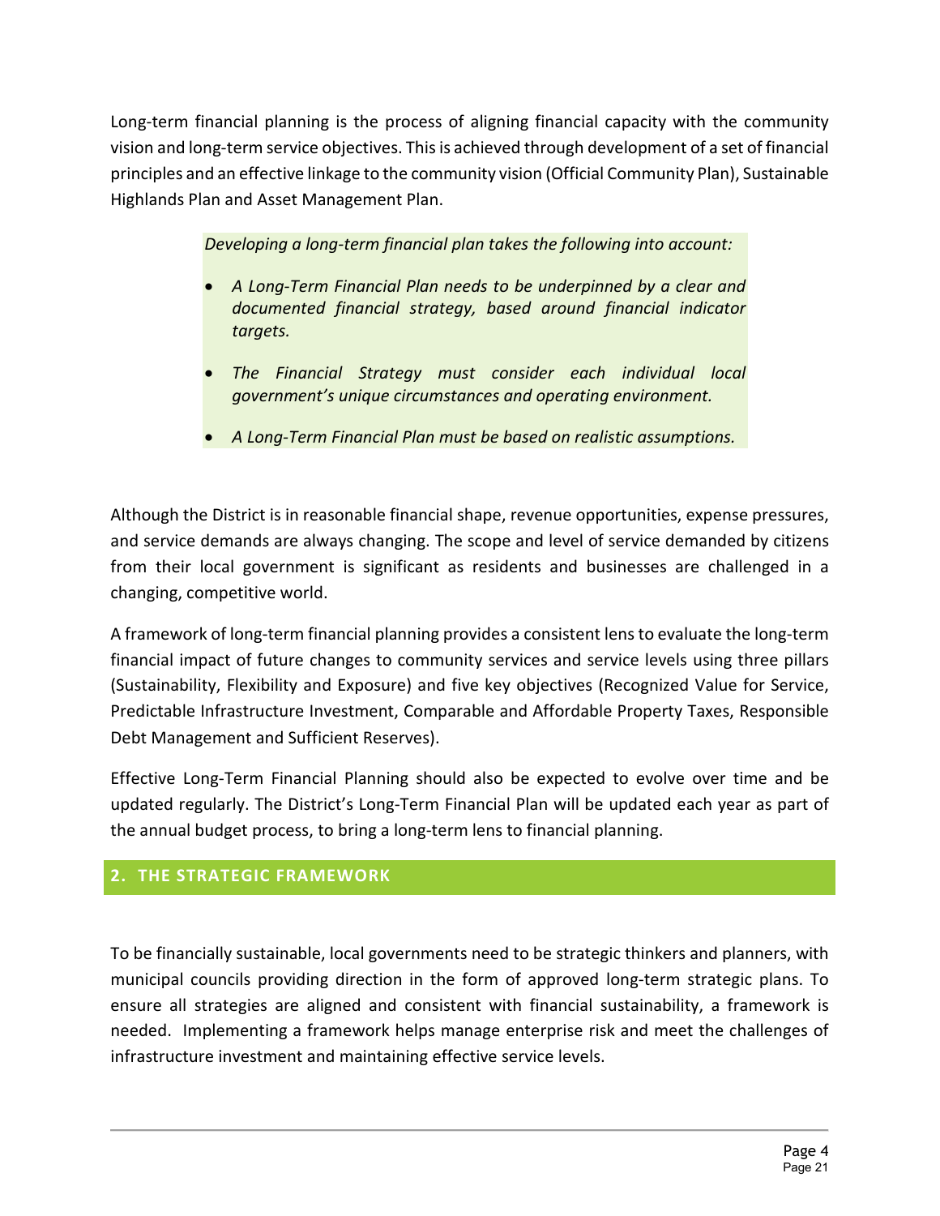Long-term financial planning is the process of aligning financial capacity with the community vision and long-term service objectives. This is achieved through development of a set of financial principles and an effective linkage to the community vision (Official Community Plan), Sustainable Highlands Plan and Asset Management Plan.

> *Developing a long-term financial plan takes the following into account:*
>
> - *A Long-Term Financial Plan needs to be underpinned by a clear and documented financial strategy, based around financial indicator targets.*
> - *The Financial Strategy must consider each individual local government's unique circumstances and operating environment.*
> - *A Long-Term Financial Plan must be based on realistic assumptions.*

Although the District is in reasonable financial shape, revenue opportunities, expense pressures, and service demands are always changing. The scope and level of service demanded by citizens from their local government is significant as residents and businesses are challenged in a changing, competitive world.

A framework of long-term financial planning provides a consistent lens to evaluate the long-term financial impact of future changes to community services and service levels using three pillars (Sustainability, Flexibility and Exposure) and five key objectives (Recognized Value for Service, Predictable Infrastructure Investment, Comparable and Affordable Property Taxes, Responsible Debt Management and Sufficient Reserves).

Effective Long-Term Financial Planning should also be expected to evolve over time and be updated regularly. The District's Long-Term Financial Plan will be updated each year as part of the annual budget process, to bring a long-term lens to financial planning.

## 2. THE STRATEGIC FRAMEWORK

To be financially sustainable, local governments need to be strategic thinkers and planners, with municipal councils providing direction in the form of approved long-term strategic plans. To ensure all strategies are aligned and consistent with financial sustainability, a framework is needed. Implementing a framework helps manage enterprise risk and meet the challenges of infrastructure investment and maintaining effective service levels.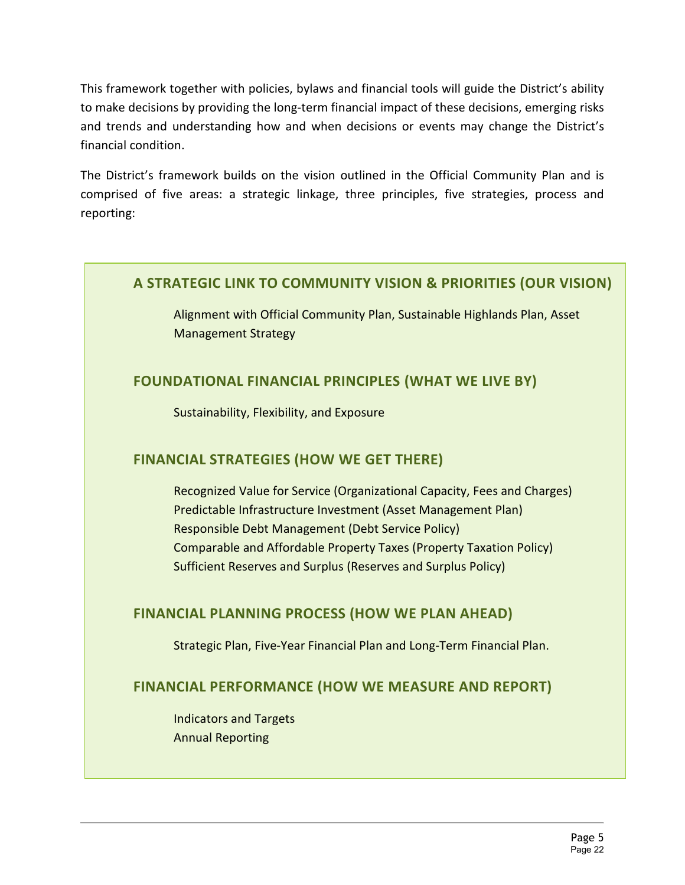This framework together with policies, bylaws and financial tools will guide the District's ability to make decisions by providing the long-term financial impact of these decisions, emerging risks and trends and understanding how and when decisions or events may change the District's financial condition.

The District's framework builds on the vision outlined in the Official Community Plan and is comprised of five areas: a strategic linkage, three principles, five strategies, process and reporting:

### A STRATEGIC LINK TO COMMUNITY VISION & PRIORITIES (OUR VISION)

Alignment with Official Community Plan, Sustainable Highlands Plan, Asset Management Strategy

### FOUNDATIONAL FINANCIAL PRINCIPLES (WHAT WE LIVE BY)

Sustainability, Flexibility, and Exposure

### FINANCIAL STRATEGIES (HOW WE GET THERE)

Recognized Value for Service (Organizational Capacity, Fees and Charges)
Predictable Infrastructure Investment (Asset Management Plan)
Responsible Debt Management (Debt Service Policy)
Comparable and Affordable Property Taxes (Property Taxation Policy)
Sufficient Reserves and Surplus (Reserves and Surplus Policy)

### FINANCIAL PLANNING PROCESS (HOW WE PLAN AHEAD)

Strategic Plan, Five-Year Financial Plan and Long-Term Financial Plan.

### FINANCIAL PERFORMANCE (HOW WE MEASURE AND REPORT)

Indicators and Targets
Annual Reporting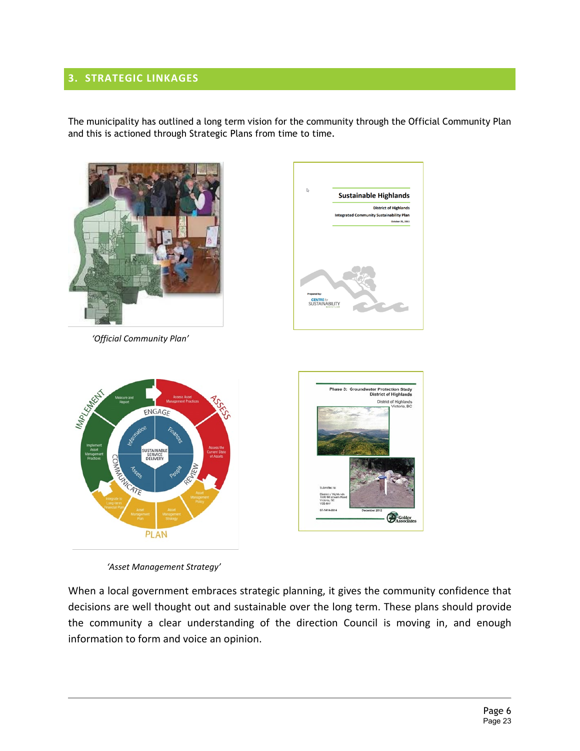## 3. STRATEGIC LINKAGES

The municipality has outlined a long term vision for the community through the Official Community Plan and this is actioned through Strategic Plans from time to time.

*'Official Community Plan'*

*'Asset Management Strategy'*

When a local government embraces strategic planning, it gives the community confidence that decisions are well thought out and sustainable over the long term. These plans should provide the community a clear understanding of the direction Council is moving in, and enough information to form and voice an opinion.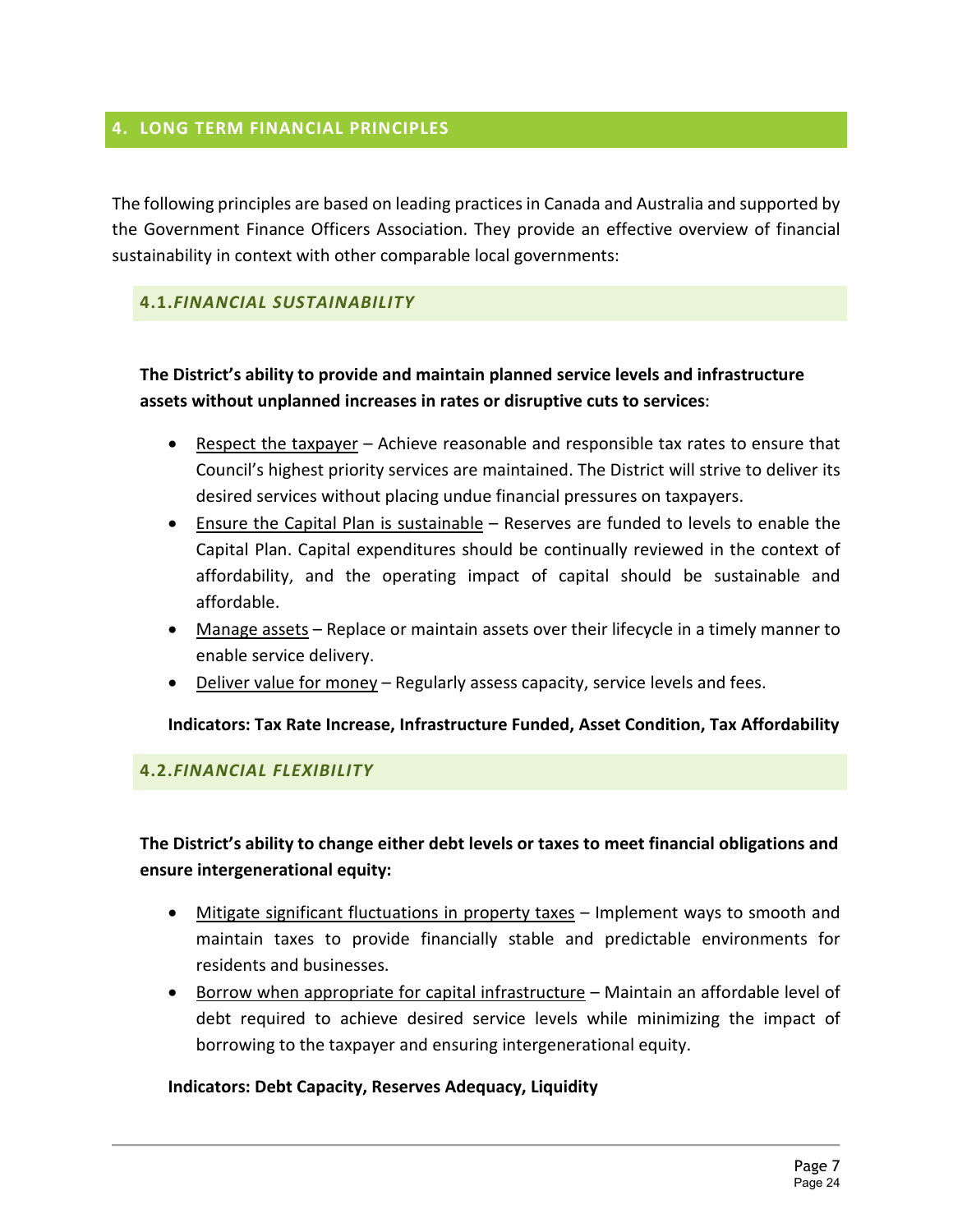## 4. LONG TERM FINANCIAL PRINCIPLES

The following principles are based on leading practices in Canada and Australia and supported by the Government Finance Officers Association. They provide an effective overview of financial sustainability in context with other comparable local governments:

### 4.1. *FINANCIAL SUSTAINABILITY*

**The District's ability to provide and maintain planned service levels and infrastructure assets without unplanned increases in rates or disruptive cuts to services**:

- Respect the taxpayer – Achieve reasonable and responsible tax rates to ensure that Council's highest priority services are maintained. The District will strive to deliver its desired services without placing undue financial pressures on taxpayers.
- Ensure the Capital Plan is sustainable – Reserves are funded to levels to enable the Capital Plan. Capital expenditures should be continually reviewed in the context of affordability, and the operating impact of capital should be sustainable and affordable.
- Manage assets – Replace or maintain assets over their lifecycle in a timely manner to enable service delivery.
- Deliver value for money – Regularly assess capacity, service levels and fees.

**Indicators: Tax Rate Increase, Infrastructure Funded, Asset Condition, Tax Affordability**

### 4.2. *FINANCIAL FLEXIBILITY*

**The District's ability to change either debt levels or taxes to meet financial obligations and ensure intergenerational equity:**

- Mitigate significant fluctuations in property taxes – Implement ways to smooth and maintain taxes to provide financially stable and predictable environments for residents and businesses.
- Borrow when appropriate for capital infrastructure – Maintain an affordable level of debt required to achieve desired service levels while minimizing the impact of borrowing to the taxpayer and ensuring intergenerational equity.

**Indicators: Debt Capacity, Reserves Adequacy, Liquidity**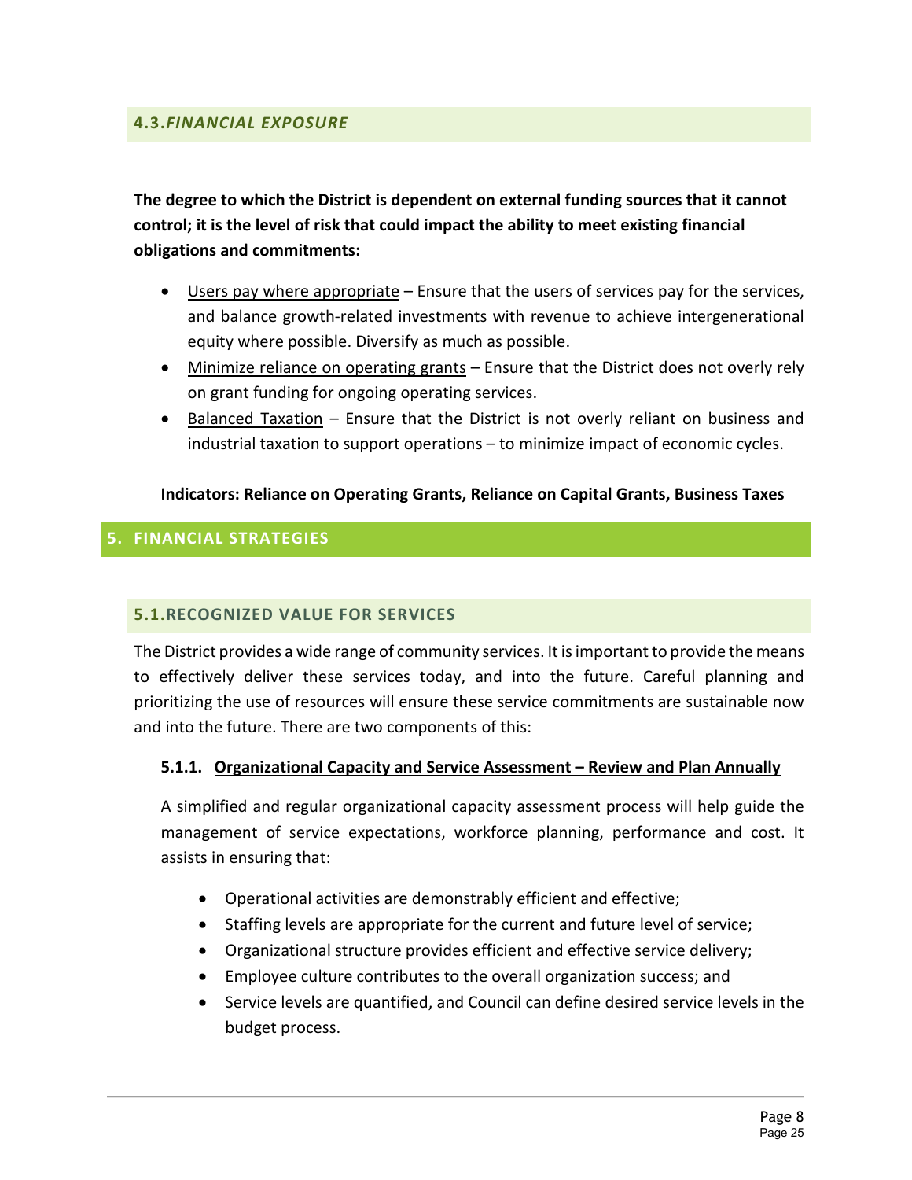### 4.3. *FINANCIAL EXPOSURE*

**The degree to which the District is dependent on external funding sources that it cannot control; it is the level of risk that could impact the ability to meet existing financial obligations and commitments:**

- Users pay where appropriate – Ensure that the users of services pay for the services, and balance growth-related investments with revenue to achieve intergenerational equity where possible. Diversify as much as possible.
- Minimize reliance on operating grants – Ensure that the District does not overly rely on grant funding for ongoing operating services.
- Balanced Taxation – Ensure that the District is not overly reliant on business and industrial taxation to support operations – to minimize impact of economic cycles.

**Indicators: Reliance on Operating Grants, Reliance on Capital Grants, Business Taxes**

## 5. FINANCIAL STRATEGIES

### 5.1. RECOGNIZED VALUE FOR SERVICES

The District provides a wide range of community services. It is important to provide the means to effectively deliver these services today, and into the future. Careful planning and prioritizing the use of resources will ensure these service commitments are sustainable now and into the future. There are two components of this:

#### 5.1.1. Organizational Capacity and Service Assessment – Review and Plan Annually

A simplified and regular organizational capacity assessment process will help guide the management of service expectations, workforce planning, performance and cost. It assists in ensuring that:

- Operational activities are demonstrably efficient and effective;
- Staffing levels are appropriate for the current and future level of service;
- Organizational structure provides efficient and effective service delivery;
- Employee culture contributes to the overall organization success; and
- Service levels are quantified, and Council can define desired service levels in the budget process.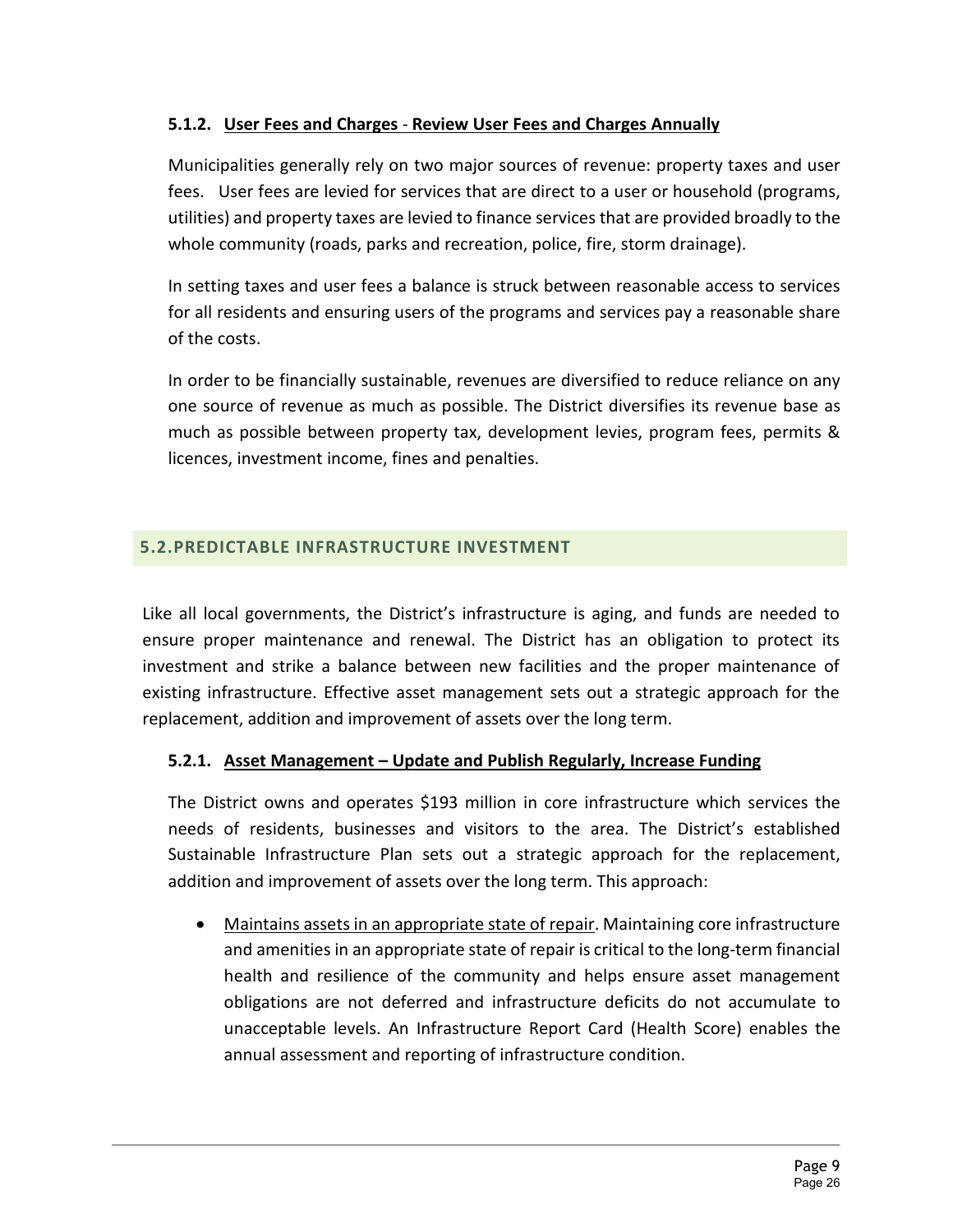#### 5.1.2. User Fees and Charges - Review User Fees and Charges Annually

Municipalities generally rely on two major sources of revenue: property taxes and user fees. User fees are levied for services that are direct to a user or household (programs, utilities) and property taxes are levied to finance services that are provided broadly to the whole community (roads, parks and recreation, police, fire, storm drainage).

In setting taxes and user fees a balance is struck between reasonable access to services for all residents and ensuring users of the programs and services pay a reasonable share of the costs.

In order to be financially sustainable, revenues are diversified to reduce reliance on any one source of revenue as much as possible. The District diversifies its revenue base as much as possible between property tax, development levies, program fees, permits & licences, investment income, fines and penalties.

### 5.2. PREDICTABLE INFRASTRUCTURE INVESTMENT

Like all local governments, the District's infrastructure is aging, and funds are needed to ensure proper maintenance and renewal. The District has an obligation to protect its investment and strike a balance between new facilities and the proper maintenance of existing infrastructure. Effective asset management sets out a strategic approach for the replacement, addition and improvement of assets over the long term.

#### 5.2.1. Asset Management – Update and Publish Regularly, Increase Funding

The District owns and operates $193 million in core infrastructure which services the needs of residents, businesses and visitors to the area. The District's established Sustainable Infrastructure Plan sets out a strategic approach for the replacement, addition and improvement of assets over the long term. This approach:

- Maintains assets in an appropriate state of repair. Maintaining core infrastructure and amenities in an appropriate state of repair is critical to the long-term financial health and resilience of the community and helps ensure asset management obligations are not deferred and infrastructure deficits do not accumulate to unacceptable levels. An Infrastructure Report Card (Health Score) enables the annual assessment and reporting of infrastructure condition.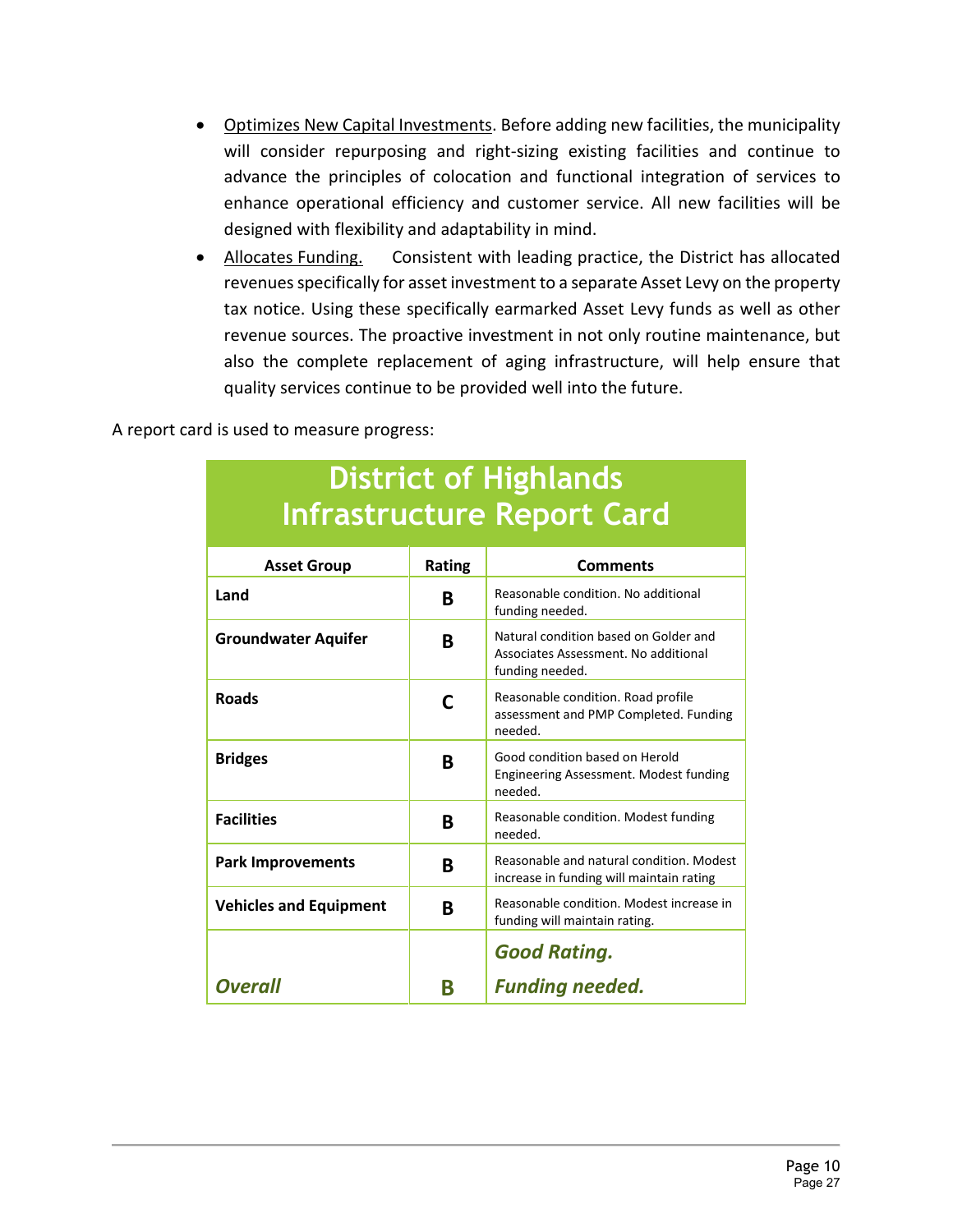- Optimizes New Capital Investments. Before adding new facilities, the municipality will consider repurposing and right-sizing existing facilities and continue to advance the principles of colocation and functional integration of services to enhance operational efficiency and customer service. All new facilities will be designed with flexibility and adaptability in mind.
- Allocates Funding. Consistent with leading practice, the District has allocated revenues specifically for asset investment to a separate Asset Levy on the property tax notice. Using these specifically earmarked Asset Levy funds as well as other revenue sources. The proactive investment in not only routine maintenance, but also the complete replacement of aging infrastructure, will help ensure that quality services continue to be provided well into the future.

A report card is used to measure progress:

## District of Highlands Infrastructure Report Card

| Asset Group | Rating | Comments |
|---|---|---|
| **Land** | **B** | Reasonable condition. No additional funding needed. |
| **Groundwater Aquifer** | **B** | Natural condition based on Golder and Associates Assessment. No additional funding needed. |
| **Roads** | **C** | Reasonable condition. Road profile assessment and PMP Completed. Funding needed. |
| **Bridges** | **B** | Good condition based on Herold Engineering Assessment. Modest funding needed. |
| **Facilities** | **B** | Reasonable condition. Modest funding needed. |
| **Park Improvements** | **B** | Reasonable and natural condition. Modest increase in funding will maintain rating |
| **Vehicles and Equipment** | **B** | Reasonable condition. Modest increase in funding will maintain rating. |
| ***Overall*** | **B** | ***Good Rating. Funding needed.*** |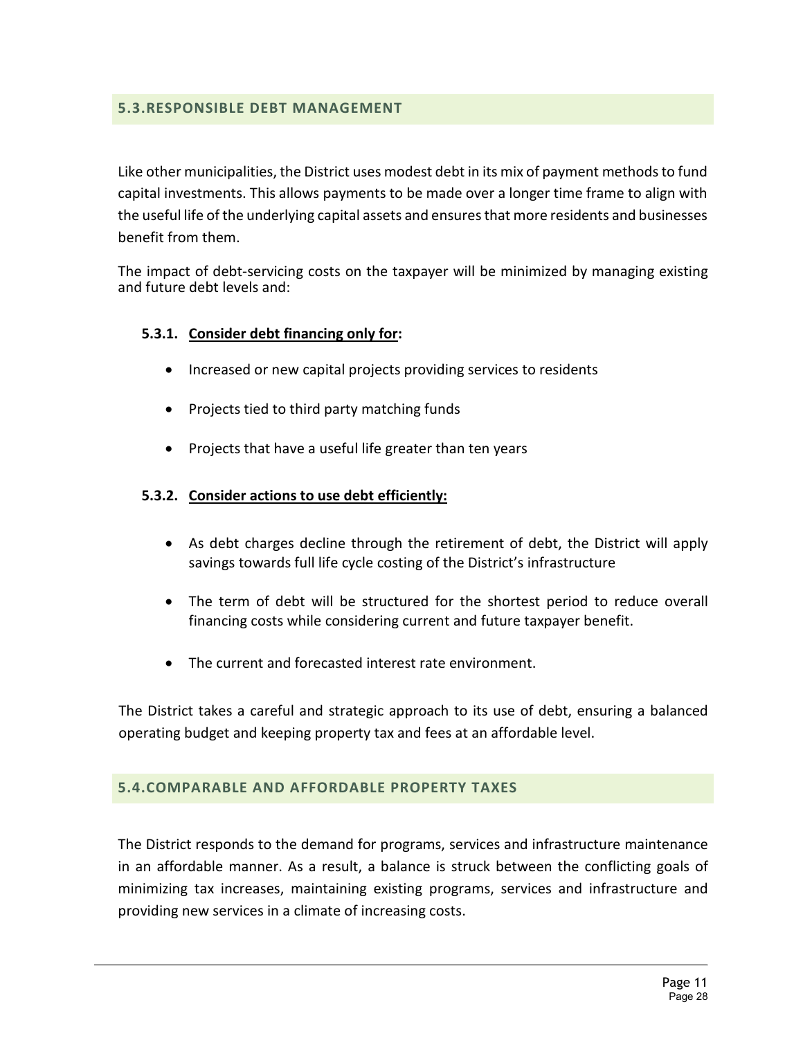## 5.3. RESPONSIBLE DEBT MANAGEMENT

Like other municipalities, the District uses modest debt in its mix of payment methods to fund capital investments. This allows payments to be made over a longer time frame to align with the useful life of the underlying capital assets and ensures that more residents and businesses benefit from them.

The impact of debt-servicing costs on the taxpayer will be minimized by managing existing and future debt levels and:

### 5.3.1. Consider debt financing only for:

- Increased or new capital projects providing services to residents
- Projects tied to third party matching funds
- Projects that have a useful life greater than ten years

### 5.3.2. Consider actions to use debt efficiently:

- As debt charges decline through the retirement of debt, the District will apply savings towards full life cycle costing of the District's infrastructure
- The term of debt will be structured for the shortest period to reduce overall financing costs while considering current and future taxpayer benefit.
- The current and forecasted interest rate environment.

The District takes a careful and strategic approach to its use of debt, ensuring a balanced operating budget and keeping property tax and fees at an affordable level.

## 5.4. COMPARABLE AND AFFORDABLE PROPERTY TAXES

The District responds to the demand for programs, services and infrastructure maintenance in an affordable manner. As a result, a balance is struck between the conflicting goals of minimizing tax increases, maintaining existing programs, services and infrastructure and providing new services in a climate of increasing costs.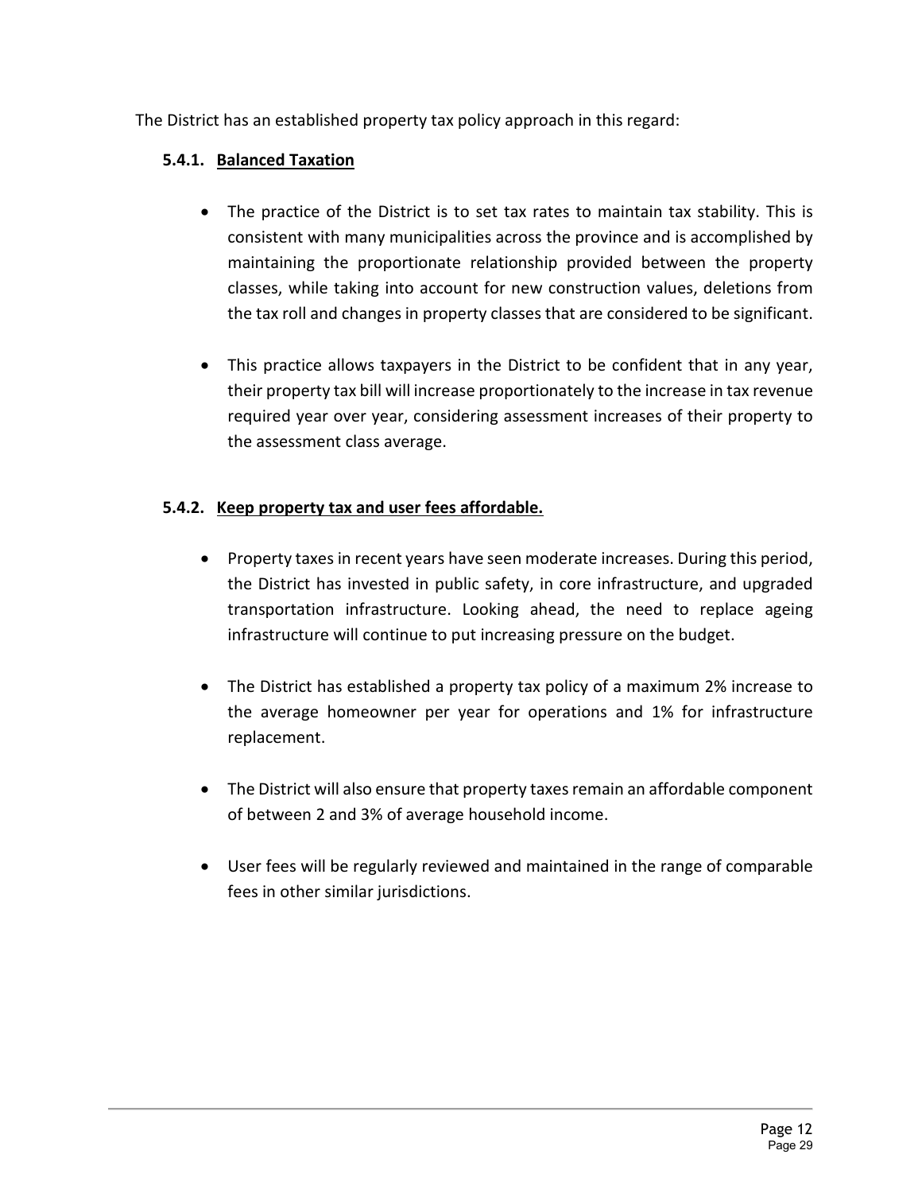The District has an established property tax policy approach in this regard:

### 5.4.1. Balanced Taxation

- The practice of the District is to set tax rates to maintain tax stability. This is consistent with many municipalities across the province and is accomplished by maintaining the proportionate relationship provided between the property classes, while taking into account for new construction values, deletions from the tax roll and changes in property classes that are considered to be significant.

- This practice allows taxpayers in the District to be confident that in any year, their property tax bill will increase proportionately to the increase in tax revenue required year over year, considering assessment increases of their property to the assessment class average.

### 5.4.2. Keep property tax and user fees affordable.

- Property taxes in recent years have seen moderate increases. During this period, the District has invested in public safety, in core infrastructure, and upgraded transportation infrastructure. Looking ahead, the need to replace ageing infrastructure will continue to put increasing pressure on the budget.

- The District has established a property tax policy of a maximum 2% increase to the average homeowner per year for operations and 1% for infrastructure replacement.

- The District will also ensure that property taxes remain an affordable component of between 2 and 3% of average household income.

- User fees will be regularly reviewed and maintained in the range of comparable fees in other similar jurisdictions.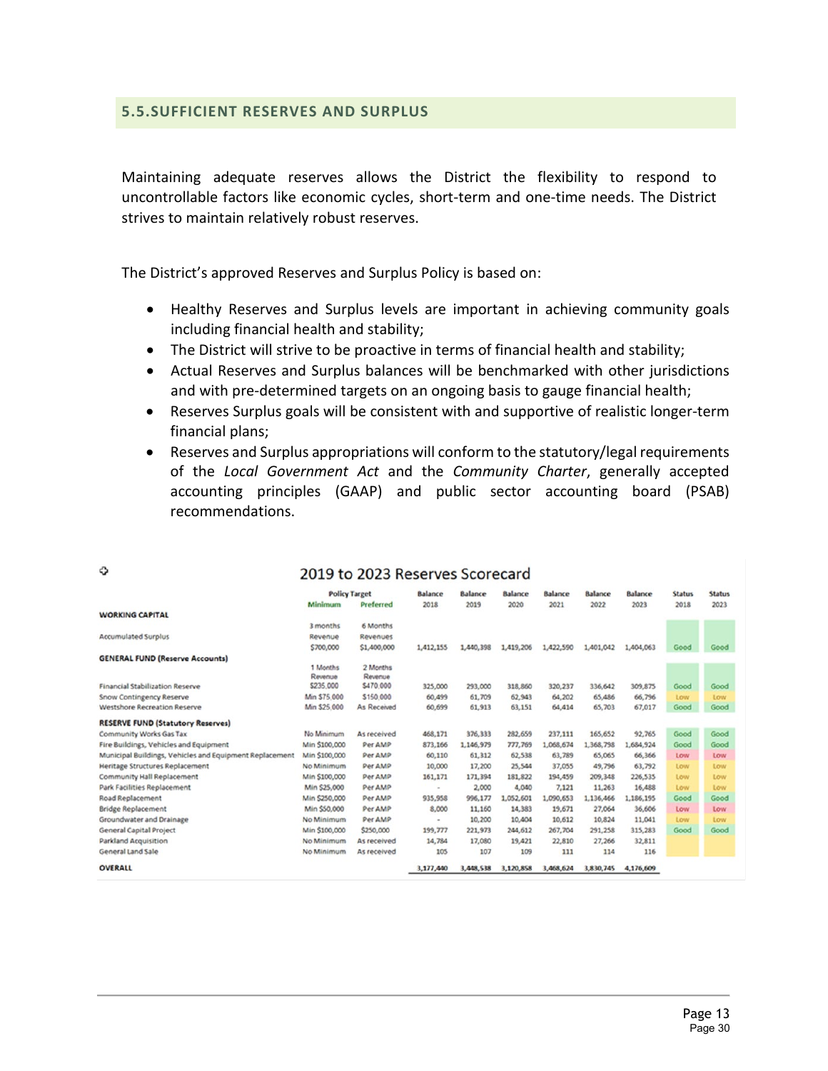## 5.5. SUFFICIENT RESERVES AND SURPLUS

Maintaining adequate reserves allows the District the flexibility to respond to uncontrollable factors like economic cycles, short-term and one-time needs. The District strives to maintain relatively robust reserves.

The District's approved Reserves and Surplus Policy is based on:

- Healthy Reserves and Surplus levels are important in achieving community goals including financial health and stability;
- The District will strive to be proactive in terms of financial health and stability;
- Actual Reserves and Surplus balances will be benchmarked with other jurisdictions and with pre-determined targets on an ongoing basis to gauge financial health;
- Reserves Surplus goals will be consistent with and supportive of realistic longer-term financial plans;
- Reserves and Surplus appropriations will conform to the statutory/legal requirements of the *Local Government Act* and the *Community Charter*, generally accepted accounting principles (GAAP) and public sector accounting board (PSAB) recommendations.

### 2019 to 2023 Reserves Scorecard

| | Policy Target | | Balance | Balance | Balance | Balance | Balance | Balance | Status | Status |
|---|---|---|---|---|---|---|---|---|---|---|
| | Minimum | Preferred | 2018 | 2019 | 2020 | 2021 | 2022 | 2023 | 2018 | 2023 |
| **WORKING CAPITAL** | | | | | | | | | | |
| Accumulated Surplus | 3 months Revenue $700,000 | 6 Months Revenues $1,400,000 | 1,412,155 | 1,440,398 | 1,419,206 | 1,422,590 | 1,401,042 | 1,404,063 | Good | Good |
| **GENERAL FUND (Reserve Accounts)** | 1 Months Revenue $235,000 | 2 Months Revenue $470,000 | | | | | | | | |
| Financial Stabilization Reserve | | | 325,000 | 293,000 | 318,860 | 320,237 | 336,642 | 309,875 | Good | Good |
| Snow Contingency Reserve | Min $75,000 | $150,000 | 60,499 | 61,709 | 62,943 | 64,202 | 65,486 | 66,796 | Low | Low |
| Westshore Recreation Reserve | Min $25,000 | As Received | 60,699 | 61,913 | 63,151 | 64,414 | 65,703 | 67,017 | Good | Good |
| **RESERVE FUND (Statutory Reserves)** | | | | | | | | | | |
| Community Works Gas Tax | No Minimum | As received | 468,171 | 376,333 | 282,659 | 237,111 | 165,652 | 92,765 | Good | Good |
| Fire Buildings, Vehicles and Equipment | Min $100,000 | Per AMP | 873,166 | 1,146,979 | 777,769 | 1,068,674 | 1,368,798 | 1,684,924 | Good | Good |
| Municipal Buildings, Vehicles and Equipment Replacement | Min $100,000 | Per AMP | 60,110 | 61,312 | 62,538 | 63,789 | 65,065 | 66,366 | Low | Low |
| Heritage Structures Replacement | No Minimum | Per AMP | 10,000 | 17,200 | 25,544 | 37,055 | 49,796 | 63,792 | Low | Low |
| Community Hall Replacement | Min $100,000 | Per AMP | 161,171 | 171,394 | 181,822 | 194,459 | 209,348 | 226,535 | Low | Low |
| Park Facilities Replacement | Min $25,000 | Per AMP | - | 2,000 | 4,040 | 7,121 | 11,263 | 16,488 | Low | Low |
| Road Replacement | Min $250,000 | Per AMP | 935,958 | 996,177 | 1,052,601 | 1,090,653 | 1,136,466 | 1,186,195 | Good | Good |
| Bridge Replacement | Min $50,000 | Per AMP | 8,000 | 11,160 | 14,383 | 19,671 | 27,064 | 36,606 | Low | Low |
| Groundwater and Drainage | No Minimum | Per AMP | - | 10,200 | 10,404 | 10,612 | 10,824 | 11,041 | Low | Low |
| General Capital Project | Min $100,000 | $250,000 | 199,777 | 221,973 | 244,612 | 267,704 | 291,258 | 315,283 | Good | Good |
| Parkland Acquisition | No Minimum | As received | 14,784 | 17,080 | 19,421 | 22,810 | 27,266 | 32,811 | | |
| General Land Sale | No Minimum | As received | 105 | 107 | 109 | 111 | 114 | 116 | | |
| **OVERALL** | | | 3,177,440 | 3,448,538 | 3,120,858 | 3,468,624 | 3,830,745 | 4,176,609 | | |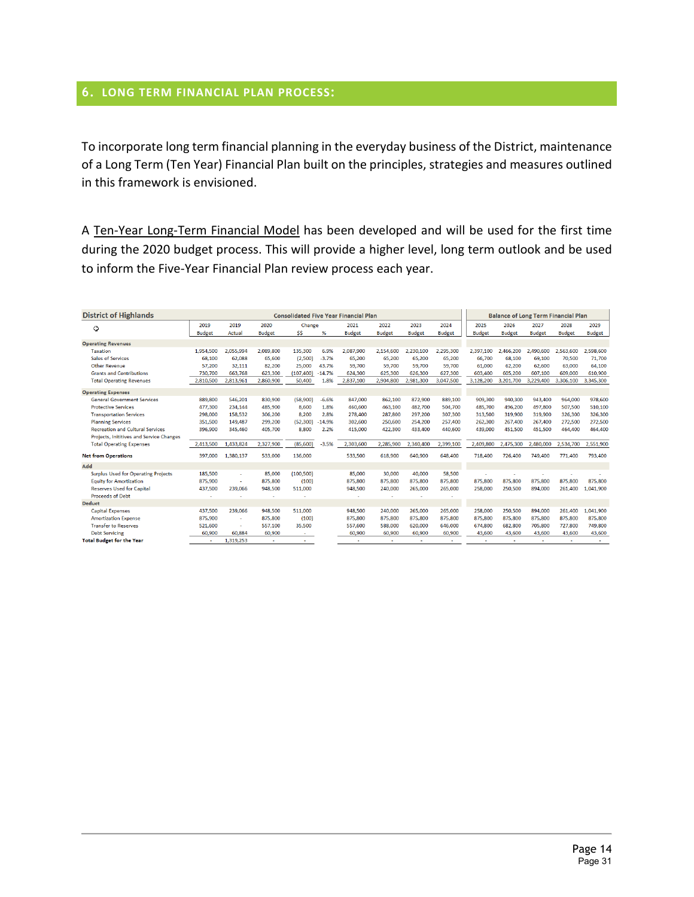## 6. LONG TERM FINANCIAL PLAN PROCESS:

To incorporate long term financial planning in the everyday business of the District, maintenance of a Long Term (Ten Year) Financial Plan built on the principles, strategies and measures outlined in this framework is envisioned.

A Ten-Year Long-Term Financial Model has been developed and will be used for the first time during the 2020 budget process. This will provide a higher level, long term outlook and be used to inform the Five-Year Financial Plan review process each year.

| District of Highlands | Consolidated Five Year Financial Plan | | | | | | | | | | Balance of Long Term Financial Plan | | | | |
|---|---|---|---|---|---|---|---|---|---|---|---|---|---|---|---|
| | 2019 Budget | 2019 Actual | 2020 Budget | Change $$ | % | 2021 Budget | 2022 Budget | 2023 Budget | 2024 Budget | | 2025 Budget | 2026 Budget | 2027 Budget | 2028 Budget | 2029 Budget |
| **Operating Revenues** | | | | | | | | | | | | | | | |
| Taxation | 1,954,500 | 2,055,994 | 2,089,800 | 135,300 | 6.9% | 2,087,900 | 2,154,600 | 2,230,100 | 2,295,300 | | 2,397,100 | 2,466,200 | 2,490,600 | 2,563,600 | 2,598,600 |
| Sales of Services | 68,100 | 62,088 | 65,600 | (2,500) | -3.7% | 65,200 | 65,200 | 65,200 | 65,200 | | 66,700 | 68,100 | 69,100 | 70,500 | 71,700 |
| Other Revenue | 57,200 | 32,111 | 82,200 | 25,000 | 43.7% | 59,700 | 59,700 | 59,700 | 59,700 | | 61,000 | 62,200 | 62,600 | 63,000 | 64,100 |
| Grants and Contributions | 730,700 | 663,768 | 623,300 | (107,400) | -14.7% | 624,300 | 625,300 | 626,300 | 627,300 | | 603,400 | 605,200 | 607,100 | 609,000 | 610,900 |
| Total Operating Revenues | 2,810,500 | 2,813,961 | 2,860,900 | 50,400 | 1.8% | 2,837,100 | 2,904,800 | 2,981,300 | 3,047,500 | | 3,128,200 | 3,201,700 | 3,229,400 | 3,306,100 | 3,345,300 |
| **Operating Expenses** | | | | | | | | | | | | | | | |
| General Government Services | 889,800 | 546,201 | 830,900 | (58,900) | -6.6% | 847,000 | 862,100 | 872,900 | 889,100 | | 909,300 | 940,300 | 943,400 | 964,000 | 978,600 |
| Protective Services | 477,300 | 234,144 | 485,900 | 8,600 | 1.8% | 460,600 | 463,100 | 482,700 | 504,700 | | 485,700 | 496,200 | 497,800 | 507,500 | 510,100 |
| Transportation Services | 298,000 | 158,532 | 306,200 | 8,200 | 2.8% | 278,400 | 287,800 | 297,200 | 307,300 | | 313,500 | 319,900 | 319,900 | 326,300 | 326,300 |
| Planning Services | 351,500 | 149,487 | 299,200 | (52,300) | -14.9% | 302,600 | 250,600 | 254,200 | 257,400 | | 262,300 | 267,400 | 267,400 | 272,500 | 272,500 |
| Recreation and Cultural Services | 396,900 | 345,460 | 405,700 | 8,800 | 2.2% | 415,000 | 422,300 | 433,400 | 440,600 | | 439,000 | 451,500 | 451,500 | 464,400 | 464,400 |
| Projects, Inititives and Service Changes | | | | | | | | | | | | | | | |
| Total Operating Expenses | 2,413,500 | 1,433,824 | 2,327,900 | (85,600) | -3.5% | 2,303,600 | 2,285,900 | 2,340,400 | 2,399,100 | | 2,409,800 | 2,475,300 | 2,480,000 | 2,534,700 | 2,551,900 |
| **Net from Operations** | 397,000 | 1,380,137 | 533,000 | 136,000 | | 533,500 | 618,900 | 640,900 | 648,400 | | 718,400 | 726,400 | 749,400 | 771,400 | 793,400 |
| **Add** | | | | | | | | | | | | | | | |
| Surplus Used for Operating Projects | 185,500 | - | 85,000 | (100,500) | | 85,000 | 30,000 | 40,000 | 58,500 | | - | - | - | - | - |
| Equity for Amortization | 875,900 | - | 875,800 | (100) | | 875,800 | 875,800 | 875,800 | 875,800 | | 875,800 | 875,800 | 875,800 | 875,800 | 875,800 |
| Reserves Used for Capital | 437,500 | 239,066 | 948,500 | 511,000 | | 948,500 | 240,000 | 265,000 | 265,000 | | 258,000 | 250,500 | 894,000 | 261,400 | 1,041,900 |
| Proceeds of Debt | - | - | - | - | | - | - | - | - | | | | | | |
| **Deduct** | | | | | | | | | | | | | | | |
| Capital Expenses | 437,500 | 239,066 | 948,500 | 511,000 | | 948,500 | 240,000 | 265,000 | 265,000 | | 258,000 | 250,500 | 894,000 | 261,400 | 1,041,900 |
| Amortization Expense | 875,900 | - | 875,800 | (100) | | 875,800 | 875,800 | 875,800 | 875,800 | | 875,800 | 875,800 | 875,800 | 875,800 | 875,800 |
| Transfer to Reserves | 521,600 | - | 557,100 | 35,500 | | 557,600 | 588,000 | 620,000 | 646,000 | | 674,800 | 682,800 | 705,800 | 727,800 | 749,800 |
| Debt Servicing | 60,900 | 60,884 | 60,900 | - | | 60,900 | 60,900 | 60,900 | 60,900 | | 43,600 | 43,600 | 43,600 | 43,600 | 43,600 |
| **Total Budget for the Year** | - | 1,319,253 | - | - | | - | - | - | - | | - | - | - | - | - |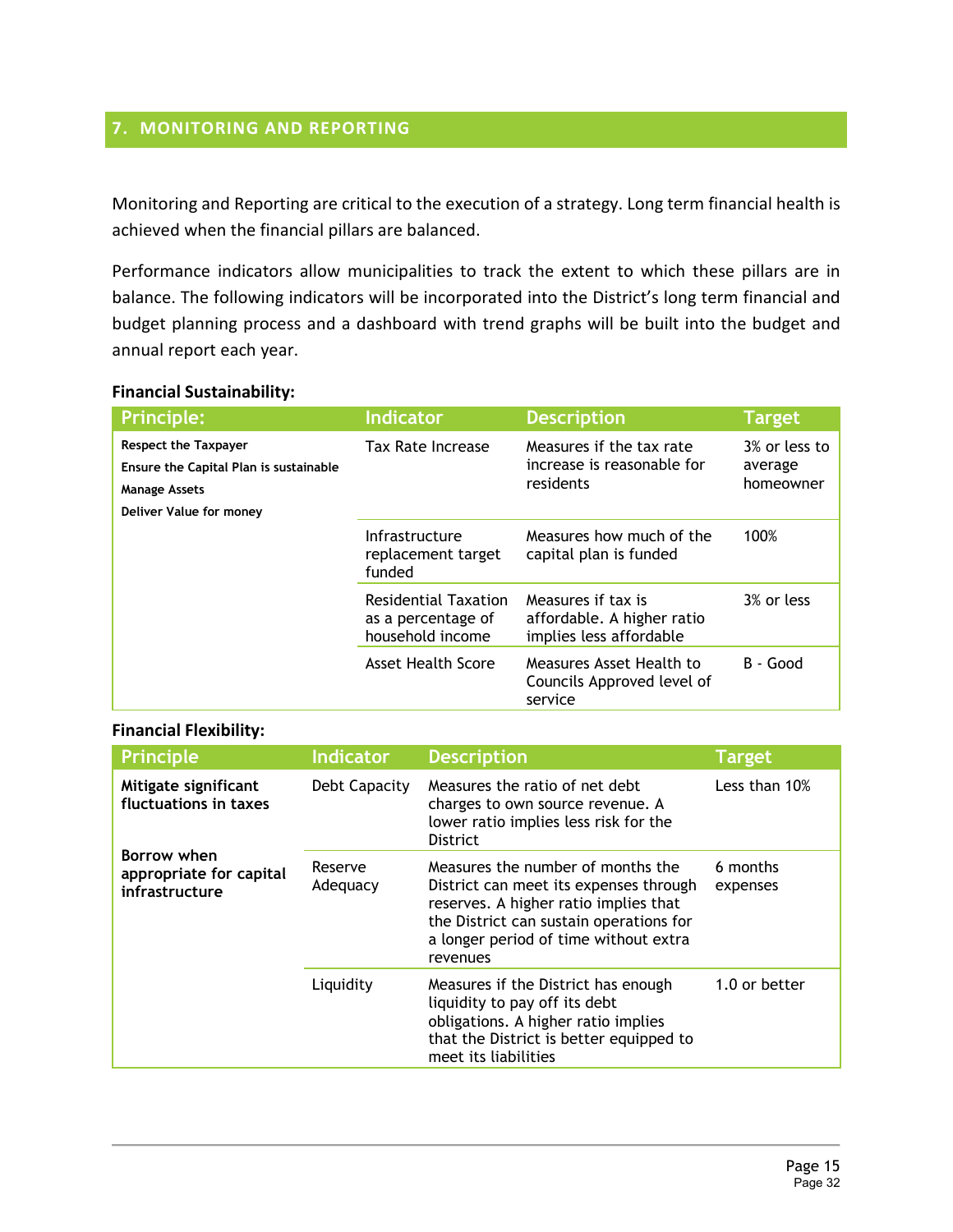## 7. MONITORING AND REPORTING

Monitoring and Reporting are critical to the execution of a strategy. Long term financial health is achieved when the financial pillars are balanced.

Performance indicators allow municipalities to track the extent to which these pillars are in balance. The following indicators will be incorporated into the District's long term financial and budget planning process and a dashboard with trend graphs will be built into the budget and annual report each year.

**Financial Sustainability:**

| Principle: | Indicator | Description | Target |
|---|---|---|---|
| **Respect the Taxpayer**<br>**Ensure the Capital Plan is sustainable**<br>**Manage Assets**<br>**Deliver Value for money** | Tax Rate Increase | Measures if the tax rate increase is reasonable for residents | 3% or less to average homeowner |
| | Infrastructure replacement target funded | Measures how much of the capital plan is funded | 100% |
| | Residential Taxation as a percentage of household income | Measures if tax is affordable. A higher ratio implies less affordable | 3% or less |
| | Asset Health Score | Measures Asset Health to Councils Approved level of service | B - Good |

**Financial Flexibility:**

| Principle | Indicator | Description | Target |
|---|---|---|---|
| **Mitigate significant fluctuations in taxes**<br><br>**Borrow when appropriate for capital infrastructure** | Debt Capacity | Measures the ratio of net debt charges to own source revenue. A lower ratio implies less risk for the District | Less than 10% |
| | Reserve Adequacy | Measures the number of months the District can meet its expenses through reserves. A higher ratio implies that the District can sustain operations for a longer period of time without extra revenues | 6 months expenses |
| | Liquidity | Measures if the District has enough liquidity to pay off its debt obligations. A higher ratio implies that the District is better equipped to meet its liabilities | 1.0 or better |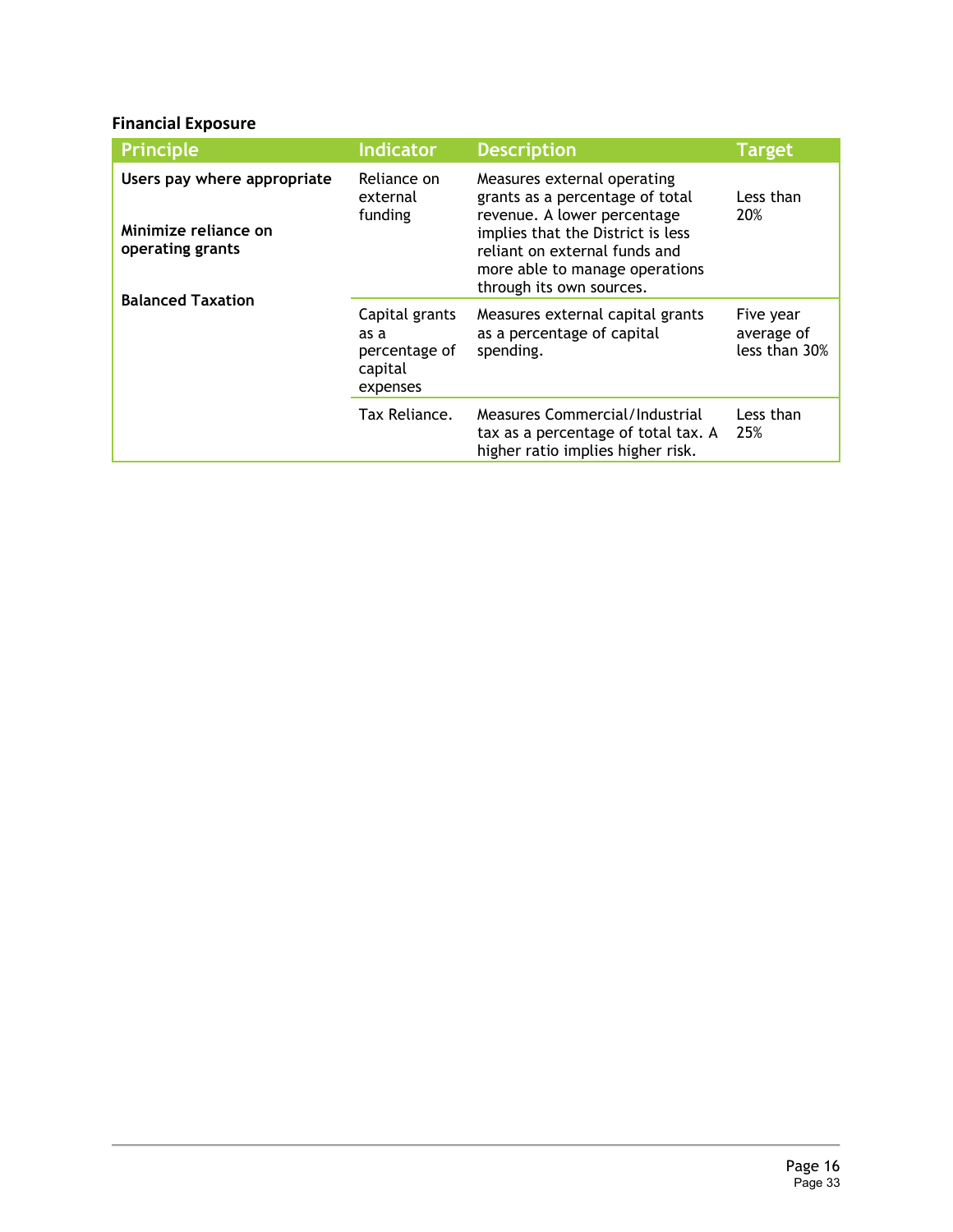**Financial Exposure**

| Principle | Indicator | Description | Target |
| --- | --- | --- | --- |
| **Users pay where appropriate**<br><br>**Minimize reliance on operating grants**<br><br>**Balanced Taxation** | Reliance on external funding | Measures external operating grants as a percentage of total revenue. A lower percentage implies that the District is less reliant on external funds and more able to manage operations through its own sources. | Less than 20% |
| | Capital grants as a percentage of capital expenses | Measures external capital grants as a percentage of capital spending. | Five year average of less than 30% |
| | Tax Reliance. | Measures Commercial/Industrial tax as a percentage of total tax. A higher ratio implies higher risk. | Less than 25% |